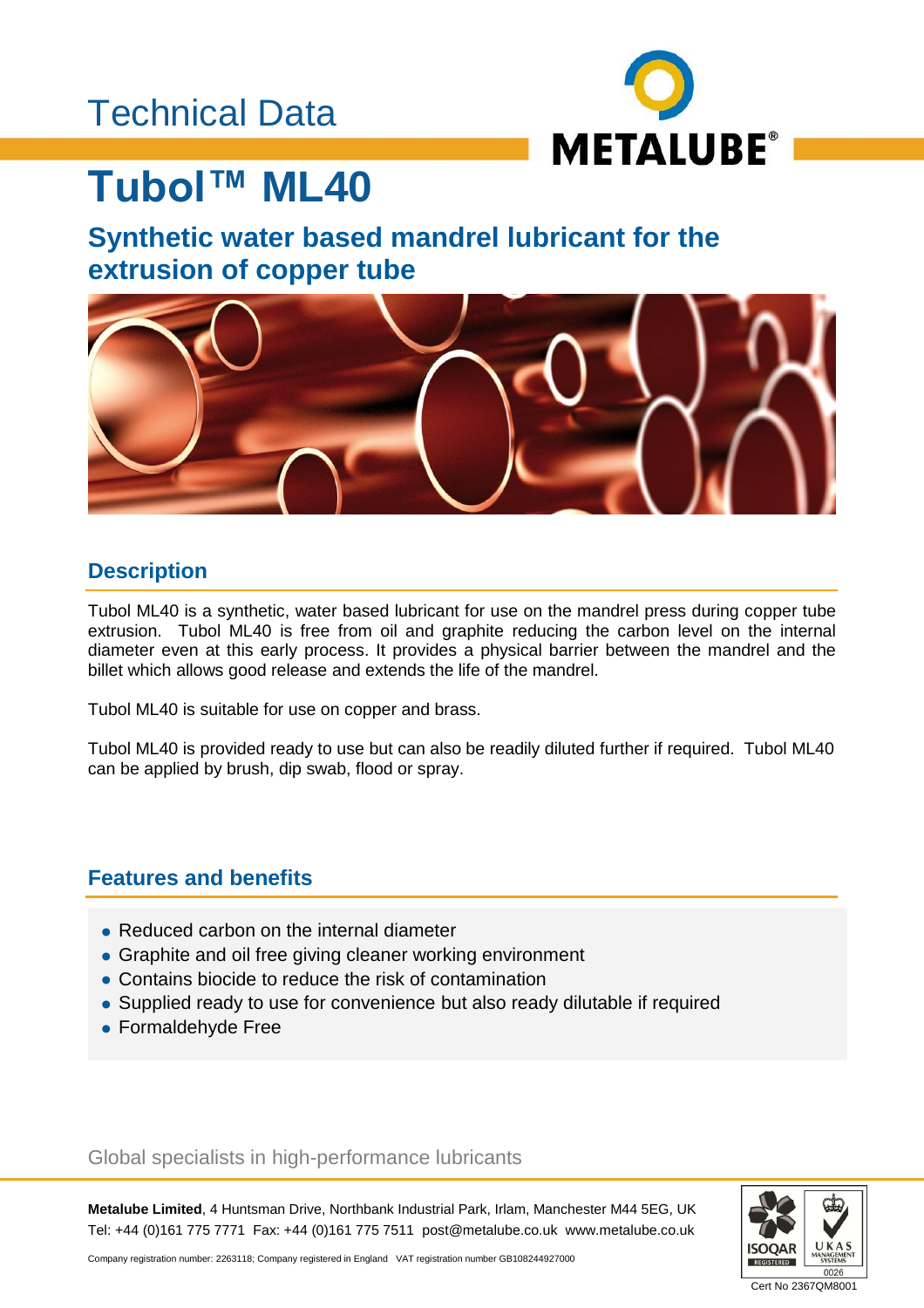Technical Data

# Tubol™ ML40

## Synthetic water based mandrel lubricant for the extrusion of copper tube

### Description

Tubol ML40 is a synthetic, water based lubricant for use on the mandrel press during copper tube extrusion. Tubol ML40 is free from oil and graphite reducing the carbon level on the internal diameter even at this early process. It provides a physical barrier between the mandrel and the billet which allows good release and extends the life of the mandrel.

Tubol ML40 is suitable for use on copper and brass.

Tubol ML40 is provided ready to use but can also be readily diluted further if required. Tubol ML40 can be applied by brush, dip swab, flood or spray.

### Features and benefits

- Reduced carbon on the internal diameter
- Graphite and oil free giving cleaner working environment
- Contains biocide to reduce the risk of contamination
- Supplied ready to use for convenience but also ready dilutable if required
- Formaldehyde Free

Global specialists in high-performance lubricants

**Metalube Limited**, 4 Huntsman Drive, Northbank Industrial Park, Irlam, Manchester M44 5EG, UK
Tel: +44 (0)161 775 7771 Fax: +44 (0)161 775 7511 post@metalube.co.uk www.metalube.co.uk

Company registration number: 2263118; Company registered in England VAT registration number GB108244927000

Cert No 2367QM8001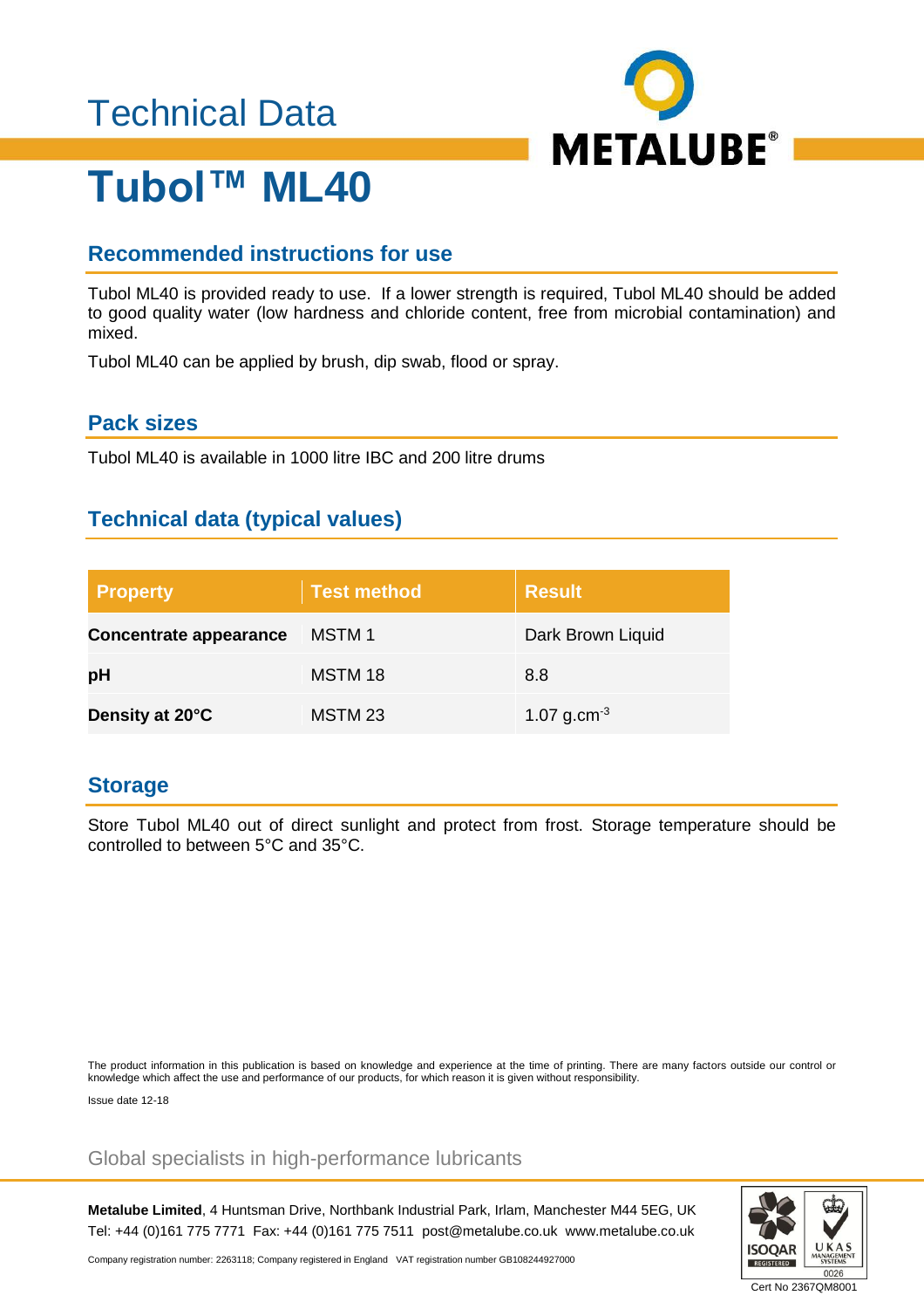# Technical Data

# Tubol™ ML40

## Recommended instructions for use

Tubol ML40 is provided ready to use. If a lower strength is required, Tubol ML40 should be added to good quality water (low hardness and chloride content, free from microbial contamination) and mixed.

Tubol ML40 can be applied by brush, dip swab, flood or spray.

## Pack sizes

Tubol ML40 is available in 1000 litre IBC and 200 litre drums

## Technical data (typical values)

| Property | Test method | Result |
|---|---|---|
| **Concentrate appearance** | MSTM 1 | Dark Brown Liquid |
| **pH** | MSTM 18 | 8.8 |
| **Density at 20°C** | MSTM 23 | 1.07 $g.cm^{-3}$ |

## Storage

Store Tubol ML40 out of direct sunlight and protect from frost. Storage temperature should be controlled to between 5°C and 35°C.

The product information in this publication is based on knowledge and experience at the time of printing. There are many factors outside our control or knowledge which affect the use and performance of our products, for which reason it is given without responsibility.

Issue date 12-18

Global specialists in high-performance lubricants

**Metalube Limited**, 4 Huntsman Drive, Northbank Industrial Park, Irlam, Manchester M44 5EG, UK
Tel: +44 (0)161 775 7771 Fax: +44 (0)161 775 7511 post@metalube.co.uk www.metalube.co.uk

Company registration number: 2263118; Company registered in England VAT registration number GB108244927000

Cert No 2367QM8001